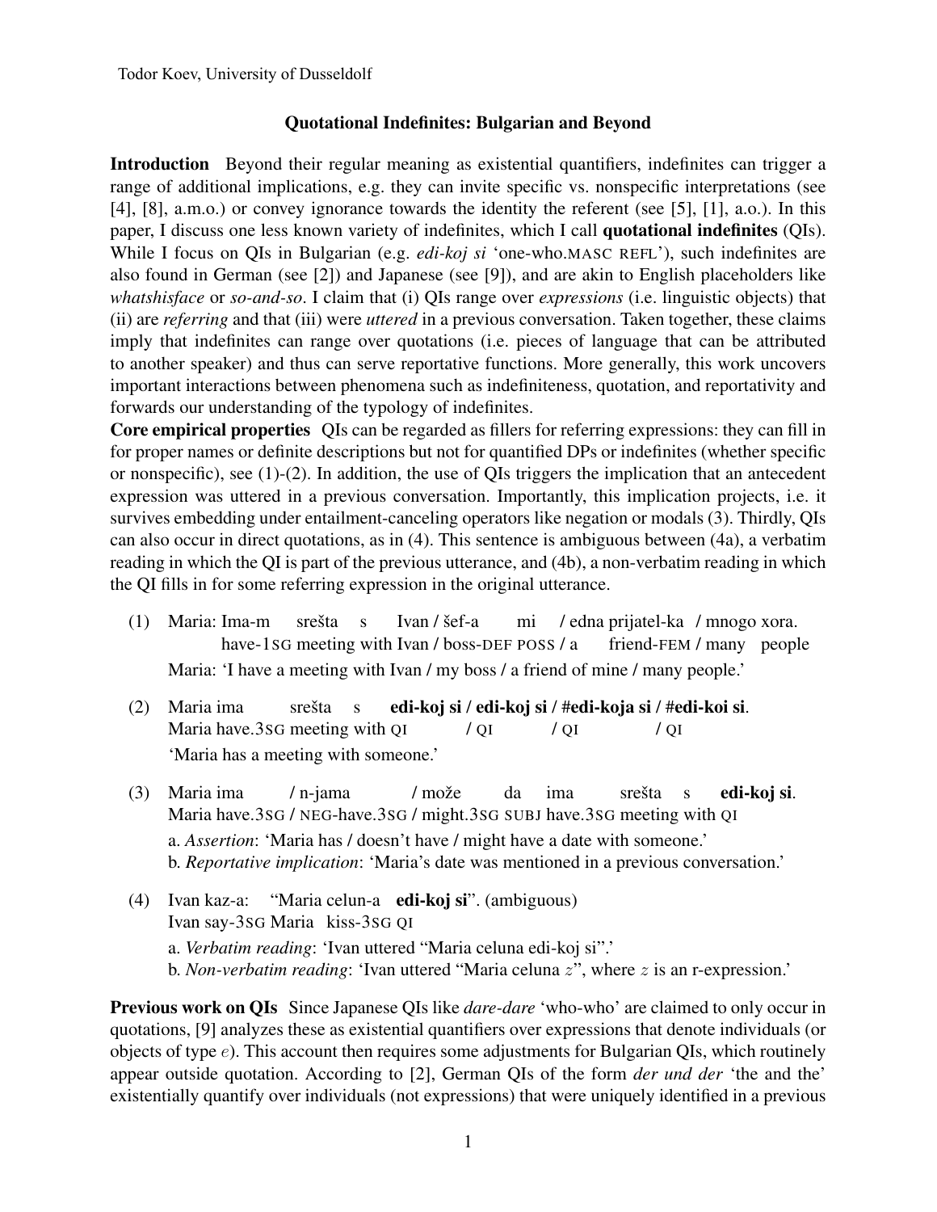Todor Koev, University of Dusseldorf

# Quotational Indefinites: Bulgarian and Beyond

**Introduction** Beyond their regular meaning as existential quantifiers, indefinites can trigger a range of additional implications, e.g. they can invite specific vs. nonspecific interpretations (see [4], [8], a.m.o.) or convey ignorance towards the identity the referent (see [5], [1], a.o.). In this paper, I discuss one less known variety of indefinites, which I call **quotational indefinites** (QIs). While I focus on QIs in Bulgarian (e.g. *edi-koj si* 'one-who.MASC REFL'), such indefinites are also found in German (see [2]) and Japanese (see [9]), and are akin to English placeholders like *whatshisface* or *so-and-so*. I claim that (i) QIs range over *expressions* (i.e. linguistic objects) that (ii) are *referring* and that (iii) were *uttered* in a previous conversation. Taken together, these claims imply that indefinites can range over quotations (i.e. pieces of language that can be attributed to another speaker) and thus can serve reportative functions. More generally, this work uncovers important interactions between phenomena such as indefiniteness, quotation, and reportativity and forwards our understanding of the typology of indefinites.

**Core empirical properties** QIs can be regarded as fillers for referring expressions: they can fill in for proper names or definite descriptions but not for quantified DPs or indefinites (whether specific or nonspecific), see (1)-(2). In addition, the use of QIs triggers the implication that an antecedent expression was uttered in a previous conversation. Importantly, this implication projects, i.e. it survives embedding under entailment-canceling operators like negation or modals (3). Thirdly, QIs can also occur in direct quotations, as in (4). This sentence is ambiguous between (4a), a verbatim reading in which the QI is part of the previous utterance, and (4b), a non-verbatim reading in which the QI fills in for some referring expression in the original utterance.

(1) Maria: Ima-m srešta s Ivan / šef-a mi / edna prijatel-ka / mnogo xora.
    have-1SG meeting with Ivan / boss-DEF POSS / a friend-FEM / many people
    Maria: 'I have a meeting with Ivan / my boss / a friend of mine / many people.'

(2) Maria ima srešta s **edi-koj si / edi-koj si / #edi-koja si / #edi-koi si**.
    Maria have.3SG meeting with QI / QI / QI / QI
    'Maria has a meeting with someone.'

(3) Maria ima / n-jama / može da ima srešta s **edi-koj si**.
    Maria have.3SG / NEG-have.3SG / might.3SG SUBJ have.3SG meeting with QI
    a. *Assertion*: 'Maria has / doesn't have / might have a date with someone.'
    b. *Reportative implication*: 'Maria's date was mentioned in a previous conversation.'

(4) Ivan kaz-a: "Maria celun-a **edi-koj si**". (ambiguous)
    Ivan say-3SG Maria kiss-3SG QI
    a. *Verbatim reading*: 'Ivan uttered "Maria celuna edi-koj si".'
    b. *Non-verbatim reading*: 'Ivan uttered "Maria celuna $z$", where $z$ is an r-expression.'

**Previous work on QIs** Since Japanese QIs like *dare-dare* 'who-who' are claimed to only occur in quotations, [9] analyzes these as existential quantifiers over expressions that denote individuals (or objects of type $e$). This account then requires some adjustments for Bulgarian QIs, which routinely appear outside quotation. According to [2], German QIs of the form *der und der* 'the and the' existentially quantify over individuals (not expressions) that were uniquely identified in a previous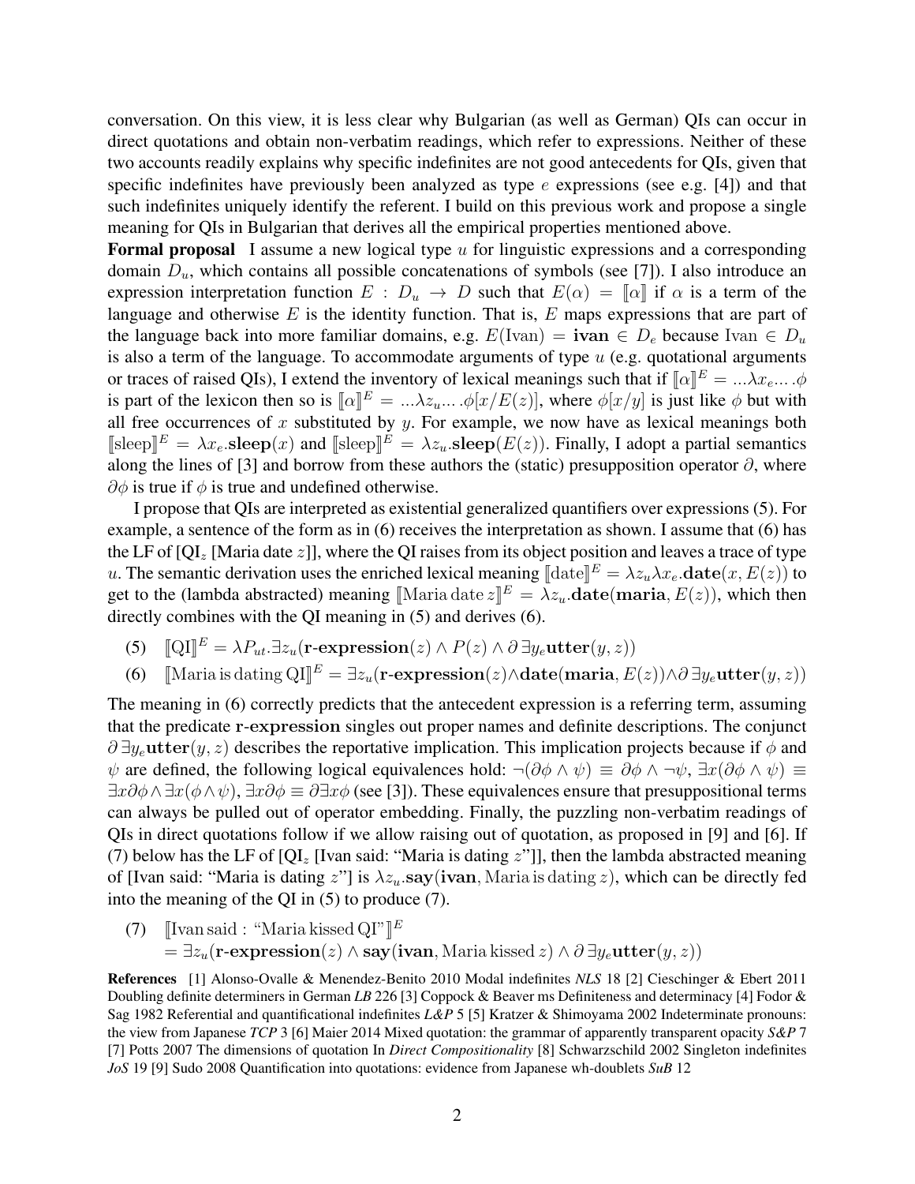conversation. On this view, it is less clear why Bulgarian (as well as German) QIs can occur in direct quotations and obtain non-verbatim readings, which refer to expressions. Neither of these two accounts readily explains why specific indefinites are not good antecedents for QIs, given that specific indefinites have previously been analyzed as type $e$ expressions (see e.g. [4]) and that such indefinites uniquely identify the referent. I build on this previous work and propose a single meaning for QIs in Bulgarian that derives all the empirical properties mentioned above.

**Formal proposal** I assume a new logical type $u$ for linguistic expressions and a corresponding domain $D_u$, which contains all possible concatenations of symbols (see [7]). I also introduce an expression interpretation function $E : D_u \rightarrow D$ such that $E(\alpha) = [\![\alpha]\!]$ if $\alpha$ is a term of the language and otherwise $E$ is the identity function. That is, $E$ maps expressions that are part of the language back into more familiar domains, e.g. $E(\text{Ivan}) = \textbf{ivan} \in D_e$ because $\text{Ivan} \in D_u$ is also a term of the language. To accommodate arguments of type $u$ (e.g. quotational arguments or traces of raised QIs), I extend the inventory of lexical meanings such that if $[\![\alpha]\!]^E = ...\lambda x_e .... \phi$ is part of the lexicon then so is $[\![\alpha]\!]^E = ...\lambda z_u .... \phi[x/E(z)]$, where $\phi[x/y]$ is just like $\phi$ but with all free occurrences of $x$ substituted by $y$. For example, we now have as lexical meanings both $[\![\text{sleep}]\!]^E = \lambda x_e.\textbf{sleep}(x)$ and $[\![\text{sleep}]\!]^E = \lambda z_u.\textbf{sleep}(E(z))$. Finally, I adopt a partial semantics along the lines of [3] and borrow from these authors the (static) presupposition operator $\partial$, where $\partial\phi$ is true if $\phi$ is true and undefined otherwise.

I propose that QIs are interpreted as existential generalized quantifiers over expressions (5). For example, a sentence of the form as in (6) receives the interpretation as shown. I assume that (6) has the LF of [QI$_z$ [Maria date $z$]], where the QI raises from its object position and leaves a trace of type $u$. The semantic derivation uses the enriched lexical meaning $[\![\text{date}]\!]^E = \lambda z_u \lambda x_e.\textbf{date}(x, E(z))$ to get to the (lambda abstracted) meaning $[\![\text{Maria date } z]\!]^E = \lambda z_u.\textbf{date}(\textbf{maria}, E(z))$, which then directly combines with the QI meaning in (5) and derives (6).

(5) $[\![\text{QI}]\!]^E = \lambda P_{ut}.\exists z_u(\textbf{r-expression}(z) \wedge P(z) \wedge \partial\, \exists y_e \textbf{utter}(y, z))$

(6) $[\![\text{Maria is dating QI}]\!]^E = \exists z_u(\textbf{r-expression}(z) \wedge \textbf{date}(\textbf{maria}, E(z)) \wedge \partial\, \exists y_e \textbf{utter}(y, z))$

The meaning in (6) correctly predicts that the antecedent expression is a referring term, assuming that the predicate **r-expression** singles out proper names and definite descriptions. The conjunct $\partial\, \exists y_e \textbf{utter}(y, z)$ describes the reportative implication. This implication projects because if $\phi$ and $\psi$ are defined, the following logical equivalences hold: $\neg(\partial\phi \wedge \psi) \equiv \partial\phi \wedge \neg\psi$, $\exists x(\partial\phi \wedge \psi) \equiv \exists x \partial\phi \wedge \exists x(\phi \wedge \psi)$, $\exists x \partial\phi \equiv \partial \exists x \phi$ (see [3]). These equivalences ensure that presuppositional terms can always be pulled out of operator embedding. Finally, the puzzling non-verbatim readings of QIs in direct quotations follow if we allow raising out of quotation, as proposed in [9] and [6]. If (7) below has the LF of [QI$_z$ [Ivan said: "Maria is dating $z$"]], then the lambda abstracted meaning of [Ivan said: "Maria is dating $z$"] is $\lambda z_u.\textbf{say}(\textbf{ivan}, \text{Maria is dating } z)$, which can be directly fed into the meaning of the QI in (5) to produce (7).

(7) $[\![\text{Ivan said : "Maria kissed QI"}]\!]^E$
$= \exists z_u(\textbf{r-expression}(z) \wedge \textbf{say}(\textbf{ivan}, \text{Maria kissed } z) \wedge \partial\, \exists y_e \textbf{utter}(y, z))$

**References** [1] Alonso-Ovalle & Menendez-Benito 2010 Modal indefinites *NLS* 18 [2] Cieschinger & Ebert 2011 Doubling definite determiners in German *LB* 226 [3] Coppock & Beaver ms Definiteness and determinacy [4] Fodor & Sag 1982 Referential and quantificational indefinites *L&P* 5 [5] Kratzer & Shimoyama 2002 Indeterminate pronouns: the view from Japanese *TCP* 3 [6] Maier 2014 Mixed quotation: the grammar of apparently transparent opacity *S&P* 7 [7] Potts 2007 The dimensions of quotation In *Direct Compositionality* [8] Schwarzschild 2002 Singleton indefinites *JoS* 19 [9] Sudo 2008 Quantification into quotations: evidence from Japanese wh-doublets *SuB* 12